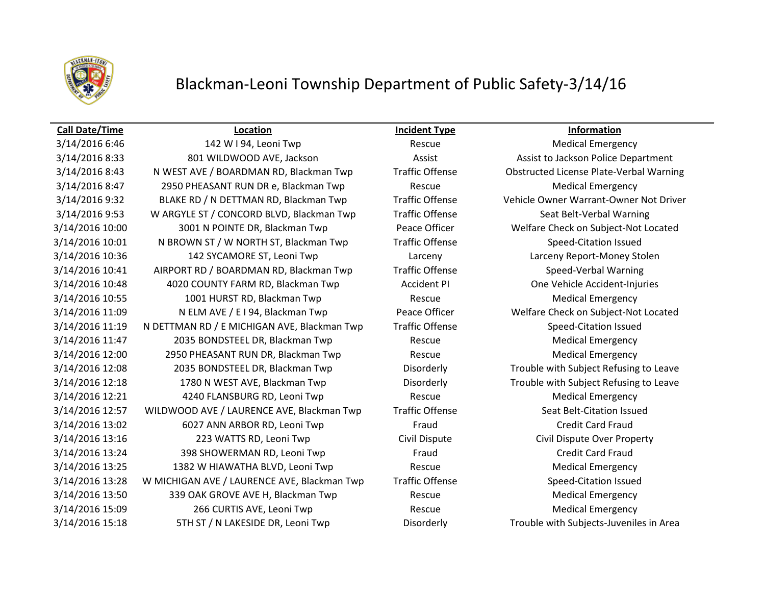# Blackman-Leoni Township Department of Public Safety-3/14/16

| Call Date/Time | Location | Incident Type | Information |
|---|---|---|---|
| 3/14/2016 6:46 | 142 W I 94, Leoni Twp | Rescue | Medical Emergency |
| 3/14/2016 8:33 | 801 WILDWOOD AVE, Jackson | Assist | Assist to Jackson Police Department |
| 3/14/2016 8:43 | N WEST AVE / BOARDMAN RD, Blackman Twp | Traffic Offense | Obstructed License Plate-Verbal Warning |
| 3/14/2016 8:47 | 2950 PHEASANT RUN DR e, Blackman Twp | Rescue | Medical Emergency |
| 3/14/2016 9:32 | BLAKE RD / N DETTMAN RD, Blackman Twp | Traffic Offense | Vehicle Owner Warrant-Owner Not Driver |
| 3/14/2016 9:53 | W ARGYLE ST / CONCORD BLVD, Blackman Twp | Traffic Offense | Seat Belt-Verbal Warning |
| 3/14/2016 10:00 | 3001 N POINTE DR, Blackman Twp | Peace Officer | Welfare Check on Subject-Not Located |
| 3/14/2016 10:01 | N BROWN ST / W NORTH ST, Blackman Twp | Traffic Offense | Speed-Citation Issued |
| 3/14/2016 10:36 | 142 SYCAMORE ST, Leoni Twp | Larceny | Larceny Report-Money Stolen |
| 3/14/2016 10:41 | AIRPORT RD / BOARDMAN RD, Blackman Twp | Traffic Offense | Speed-Verbal Warning |
| 3/14/2016 10:48 | 4020 COUNTY FARM RD, Blackman Twp | Accident PI | One Vehicle Accident-Injuries |
| 3/14/2016 10:55 | 1001 HURST RD, Blackman Twp | Rescue | Medical Emergency |
| 3/14/2016 11:09 | N ELM AVE / E I 94, Blackman Twp | Peace Officer | Welfare Check on Subject-Not Located |
| 3/14/2016 11:19 | N DETTMAN RD / E MICHIGAN AVE, Blackman Twp | Traffic Offense | Speed-Citation Issued |
| 3/14/2016 11:47 | 2035 BONDSTEEL DR, Blackman Twp | Rescue | Medical Emergency |
| 3/14/2016 12:00 | 2950 PHEASANT RUN DR, Blackman Twp | Rescue | Medical Emergency |
| 3/14/2016 12:08 | 2035 BONDSTEEL DR, Blackman Twp | Disorderly | Trouble with Subject Refusing to Leave |
| 3/14/2016 12:18 | 1780 N WEST AVE, Blackman Twp | Disorderly | Trouble with Subject Refusing to Leave |
| 3/14/2016 12:21 | 4240 FLANSBURG RD, Leoni Twp | Rescue | Medical Emergency |
| 3/14/2016 12:57 | WILDWOOD AVE / LAURENCE AVE, Blackman Twp | Traffic Offense | Seat Belt-Citation Issued |
| 3/14/2016 13:02 | 6027 ANN ARBOR RD, Leoni Twp | Fraud | Credit Card Fraud |
| 3/14/2016 13:16 | 223 WATTS RD, Leoni Twp | Civil Dispute | Civil Dispute Over Property |
| 3/14/2016 13:24 | 398 SHOWERMAN RD, Leoni Twp | Fraud | Credit Card Fraud |
| 3/14/2016 13:25 | 1382 W HIAWATHA BLVD, Leoni Twp | Rescue | Medical Emergency |
| 3/14/2016 13:28 | W MICHIGAN AVE / LAURENCE AVE, Blackman Twp | Traffic Offense | Speed-Citation Issued |
| 3/14/2016 13:50 | 339 OAK GROVE AVE H, Blackman Twp | Rescue | Medical Emergency |
| 3/14/2016 15:09 | 266 CURTIS AVE, Leoni Twp | Rescue | Medical Emergency |
| 3/14/2016 15:18 | 5TH ST / N LAKESIDE DR, Leoni Twp | Disorderly | Trouble with Subjects-Juveniles in Area |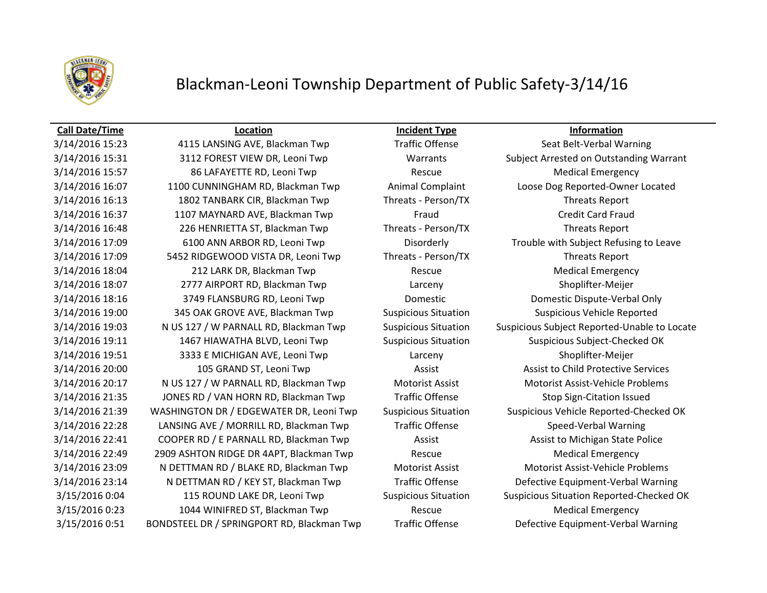# Blackman-Leoni Township Department of Public Safety-3/14/16

| Call Date/Time | Location | Incident Type | Information |
|---|---|---|---|
| 3/14/2016 15:23 | 4115 LANSING AVE, Blackman Twp | Traffic Offense | Seat Belt-Verbal Warning |
| 3/14/2016 15:31 | 3112 FOREST VIEW DR, Leoni Twp | Warrants | Subject Arrested on Outstanding Warrant |
| 3/14/2016 15:57 | 86 LAFAYETTE RD, Leoni Twp | Rescue | Medical Emergency |
| 3/14/2016 16:07 | 1100 CUNNINGHAM RD, Blackman Twp | Animal Complaint | Loose Dog Reported-Owner Located |
| 3/14/2016 16:13 | 1802 TANBARK CIR, Blackman Twp | Threats - Person/TX | Threats Report |
| 3/14/2016 16:37 | 1107 MAYNARD AVE, Blackman Twp | Fraud | Credit Card Fraud |
| 3/14/2016 16:48 | 226 HENRIETTA ST, Blackman Twp | Threats - Person/TX | Threats Report |
| 3/14/2016 17:09 | 6100 ANN ARBOR RD, Leoni Twp | Disorderly | Trouble with Subject Refusing to Leave |
| 3/14/2016 17:09 | 5452 RIDGEWOOD VISTA DR, Leoni Twp | Threats - Person/TX | Threats Report |
| 3/14/2016 18:04 | 212 LARK DR, Blackman Twp | Rescue | Medical Emergency |
| 3/14/2016 18:07 | 2777 AIRPORT RD, Blackman Twp | Larceny | Shoplifter-Meijer |
| 3/14/2016 18:16 | 3749 FLANSBURG RD, Leoni Twp | Domestic | Domestic Dispute-Verbal Only |
| 3/14/2016 19:00 | 345 OAK GROVE AVE, Blackman Twp | Suspicious Situation | Suspicious Vehicle Reported |
| 3/14/2016 19:03 | N US 127 / W PARNALL RD, Blackman Twp | Suspicious Situation | Suspicious Subject Reported-Unable to Locate |
| 3/14/2016 19:11 | 1467 HIAWATHA BLVD, Leoni Twp | Suspicious Situation | Suspicious Subject-Checked OK |
| 3/14/2016 19:51 | 3333 E MICHIGAN AVE, Leoni Twp | Larceny | Shoplifter-Meijer |
| 3/14/2016 20:00 | 105 GRAND ST, Leoni Twp | Assist | Assist to Child Protective Services |
| 3/14/2016 20:17 | N US 127 / W PARNALL RD, Blackman Twp | Motorist Assist | Motorist Assist-Vehicle Problems |
| 3/14/2016 21:35 | JONES RD / VAN HORN RD, Blackman Twp | Traffic Offense | Stop Sign-Citation Issued |
| 3/14/2016 21:39 | WASHINGTON DR / EDGEWATER DR, Leoni Twp | Suspicious Situation | Suspicious Vehicle Reported-Checked OK |
| 3/14/2016 22:28 | LANSING AVE / MORRILL RD, Blackman Twp | Traffic Offense | Speed-Verbal Warning |
| 3/14/2016 22:41 | COOPER RD / E PARNALL RD, Blackman Twp | Assist | Assist to Michigan State Police |
| 3/14/2016 22:49 | 2909 ASHTON RIDGE DR 4APT, Blackman Twp | Rescue | Medical Emergency |
| 3/14/2016 23:09 | N DETTMAN RD / BLAKE RD, Blackman Twp | Motorist Assist | Motorist Assist-Vehicle Problems |
| 3/14/2016 23:14 | N DETTMAN RD / KEY ST, Blackman Twp | Traffic Offense | Defective Equipment-Verbal Warning |
| 3/15/2016 0:04 | 115 ROUND LAKE DR, Leoni Twp | Suspicious Situation | Suspicious Situation Reported-Checked OK |
| 3/15/2016 0:23 | 1044 WINIFRED ST, Blackman Twp | Rescue | Medical Emergency |
| 3/15/2016 0:51 | BONDSTEEL DR / SPRINGPORT RD, Blackman Twp | Traffic Offense | Defective Equipment-Verbal Warning |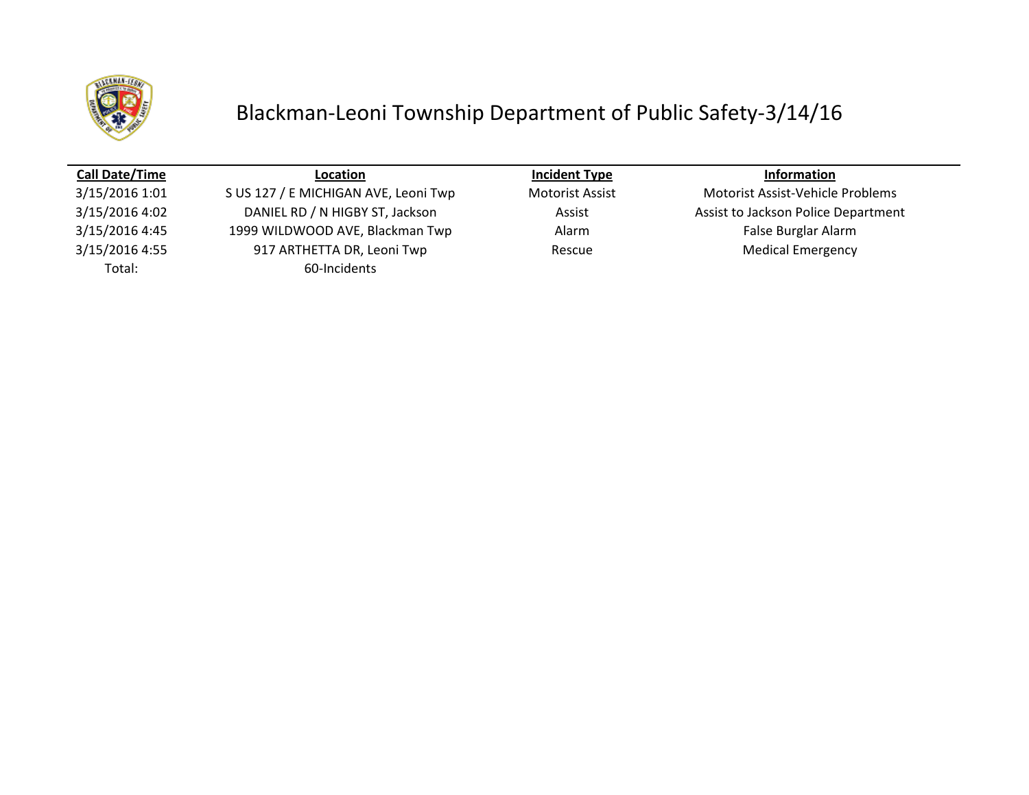# Blackman-Leoni Township Department of Public Safety-3/14/16

| Call Date/Time | Location | Incident Type | Information |
| --- | --- | --- | --- |
| 3/15/2016 1:01 | S US 127 / E MICHIGAN AVE, Leoni Twp | Motorist Assist | Motorist Assist-Vehicle Problems |
| 3/15/2016 4:02 | DANIEL RD / N HIGBY ST, Jackson | Assist | Assist to Jackson Police Department |
| 3/15/2016 4:45 | 1999 WILDWOOD AVE, Blackman Twp | Alarm | False Burglar Alarm |
| 3/15/2016 4:55 | 917 ARTHETTA DR, Leoni Twp | Rescue | Medical Emergency |
| Total: | 60-Incidents | | |